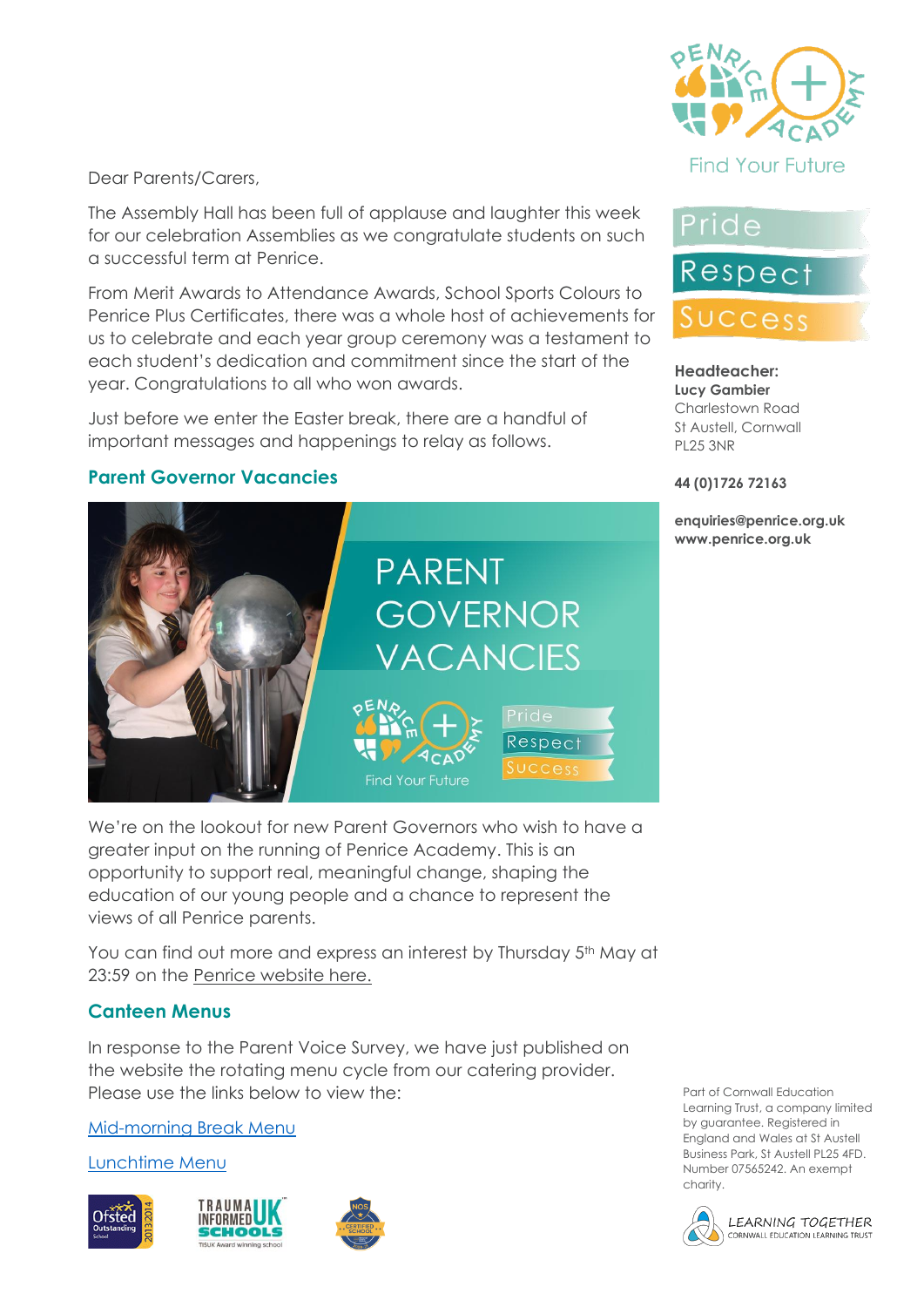Dear Parents/Carers,

The Assembly Hall has been full of applause and laughter this week for our celebration Assemblies as we congratulate students on such a successful term at Penrice.

From Merit Awards to Attendance Awards, School Sports Colours to Penrice Plus Certificates, there was a whole host of achievements for us to celebrate and each year group ceremony was a testament to each student's dedication and commitment since the start of the year. Congratulations to all who won awards.

Just before we enter the Easter break, there are a handful of important messages and happenings to relay as follows.

## Parent Governor Vacancies

We're on the lookout for new Parent Governors who wish to have a greater input on the running of Penrice Academy. This is an opportunity to support real, meaningful change, shaping the education of our young people and a chance to represent the views of all Penrice parents.

You can find out more and express an interest by Thursday 5th May at 23:59 on the Penrice website here.

## Canteen Menus

In response to the Parent Voice Survey, we have just published on the website the rotating menu cycle from our catering provider. Please use the links below to view the:

Mid-morning Break Menu

Lunchtime Menu

Find Your Future

Pride
Respect
Success

**Headteacher:**
**Lucy Gambier**
Charlestown Road
St Austell, Cornwall
PL25 3NR

**44 (0)1726 72163**

**enquiries@penrice.org.uk**
**www.penrice.org.uk**

Part of Cornwall Education Learning Trust, a company limited by guarantee. Registered in England and Wales at St Austell Business Park, St Austell PL25 4FD. Number 07565242. An exempt charity.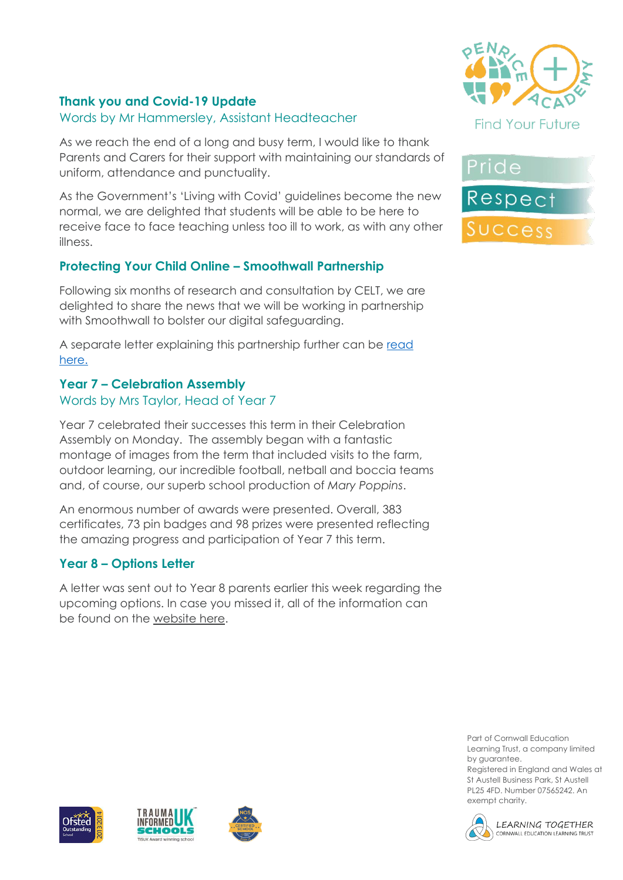## Thank you and Covid-19 Update

Words by Mr Hammersley, Assistant Headteacher

As we reach the end of a long and busy term, I would like to thank Parents and Carers for their support with maintaining our standards of uniform, attendance and punctuality.

As the Government's 'Living with Covid' guidelines become the new normal, we are delighted that students will be able to be here to receive face to face teaching unless too ill to work, as with any other illness.

## Protecting Your Child Online – Smoothwall Partnership

Following six months of research and consultation by CELT, we are delighted to share the news that we will be working in partnership with Smoothwall to bolster our digital safeguarding.

A separate letter explaining this partnership further can be read here.

## Year 7 – Celebration Assembly

Words by Mrs Taylor, Head of Year 7

Year 7 celebrated their successes this term in their Celebration Assembly on Monday. The assembly began with a fantastic montage of images from the term that included visits to the farm, outdoor learning, our incredible football, netball and boccia teams and, of course, our superb school production of *Mary Poppins*.

An enormous number of awards were presented. Overall, 383 certificates, 73 pin badges and 98 prizes were presented reflecting the amazing progress and participation of Year 7 this term.

## Year 8 – Options Letter

A letter was sent out to Year 8 parents earlier this week regarding the upcoming options. In case you missed it, all of the information can be found on the website here.

Penrice Academy — Find Your Future

Pride
Respect
Success

Part of Cornwall Education Learning Trust, a company limited by guarantee. Registered in England and Wales at St Austell Business Park, St Austell PL25 4FD. Number 07565242. An exempt charity.

LEARNING TOGETHER — CORNWALL EDUCATION LEARNING TRUST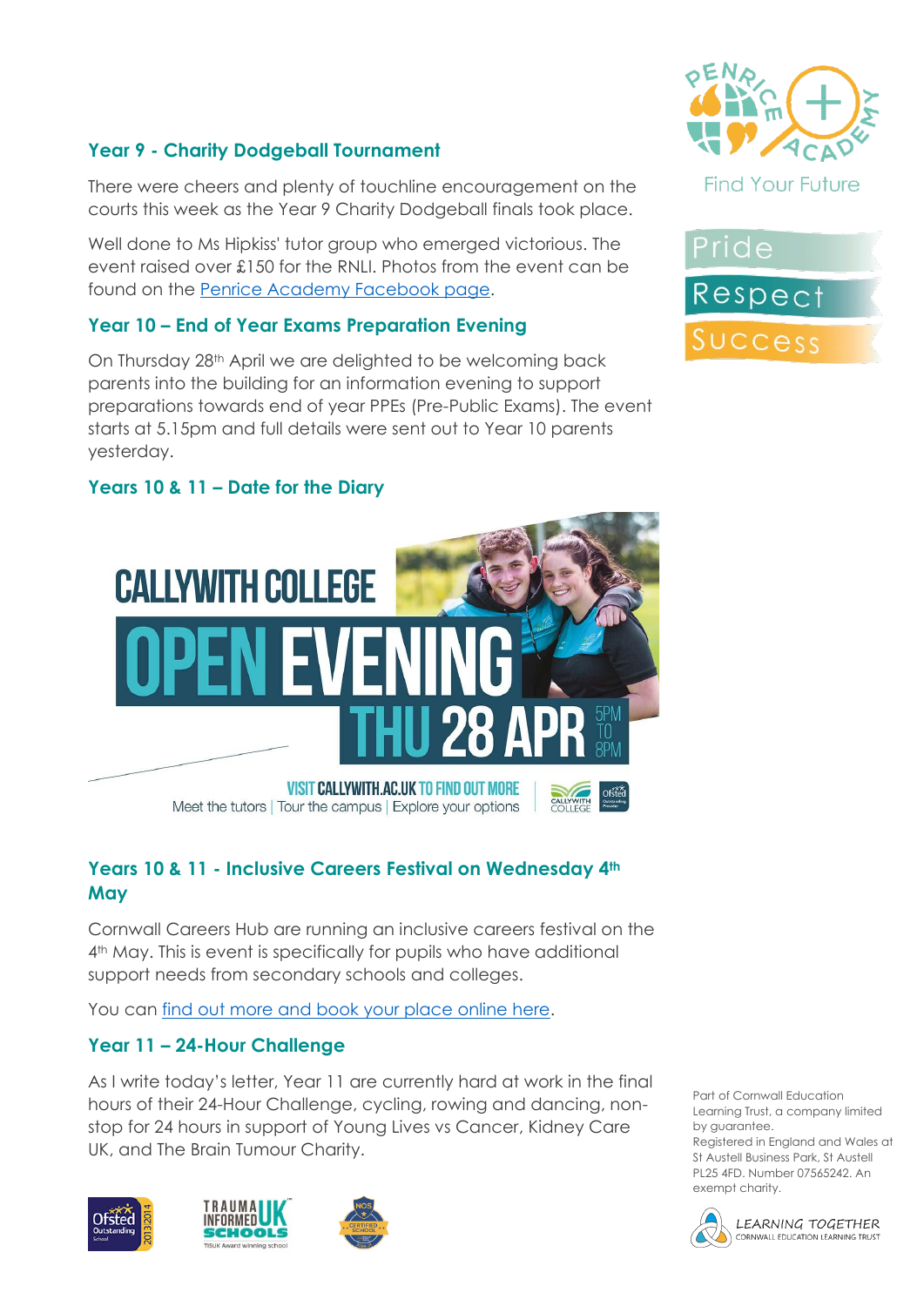### Year 9 - Charity Dodgeball Tournament

There were cheers and plenty of touchline encouragement on the courts this week as the Year 9 Charity Dodgeball finals took place.

Well done to Ms Hipkiss' tutor group who emerged victorious. The event raised over £150 for the RNLI. Photos from the event can be found on the Penrice Academy Facebook page.

### Year 10 – End of Year Exams Preparation Evening

On Thursday 28th April we are delighted to be welcoming back parents into the building for an information evening to support preparations towards end of year PPEs (Pre-Public Exams). The event starts at 5.15pm and full details were sent out to Year 10 parents yesterday.

### Years 10 & 11 – Date for the Diary

CALLYWITH COLLEGE

OPEN EVENING

THU 28 APR 5PM TO 8PM

VISIT CALLYWITH.AC.UK TO FIND OUT MORE

Meet the tutors | Tour the campus | Explore your options

### Years 10 & 11 - Inclusive Careers Festival on Wednesday 4th May

Cornwall Careers Hub are running an inclusive careers festival on the 4th May. This is event is specifically for pupils who have additional support needs from secondary schools and colleges.

You can find out more and book your place online here.

### Year 11 – 24-Hour Challenge

As I write today's letter, Year 11 are currently hard at work in the final hours of their 24-Hour Challenge, cycling, rowing and dancing, non-stop for 24 hours in support of Young Lives vs Cancer, Kidney Care UK, and The Brain Tumour Charity.

Pride

Respect

Success

Part of Cornwall Education Learning Trust, a company limited by guarantee. Registered in England and Wales at St Austell Business Park, St Austell PL25 4FD. Number 07565242. An exempt charity.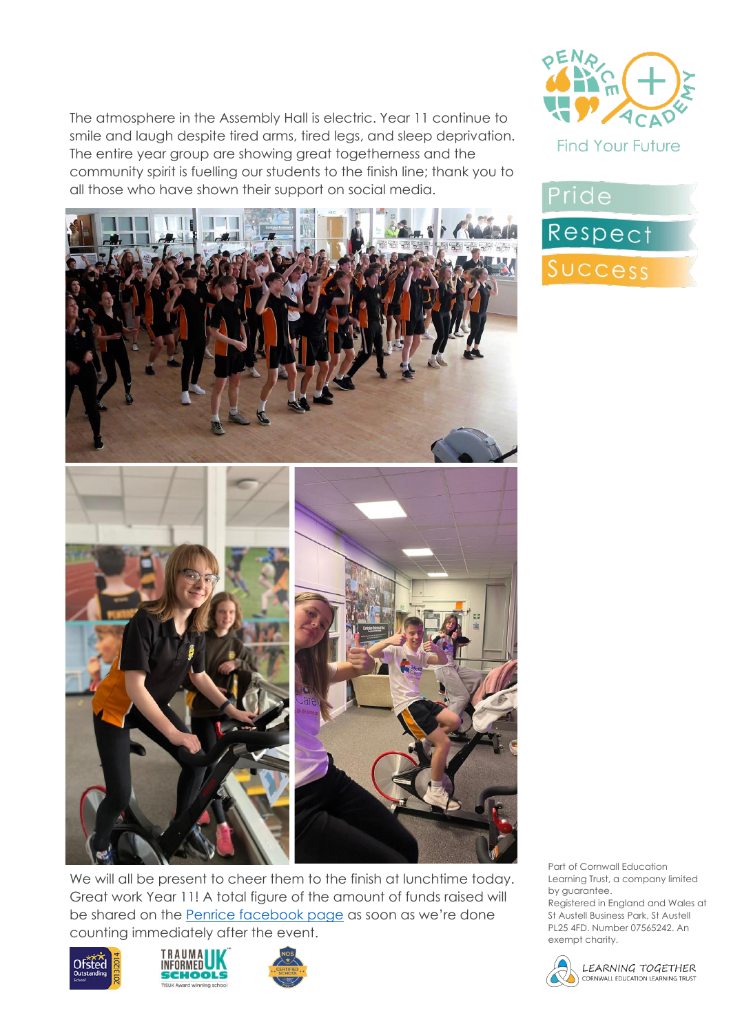The atmosphere in the Assembly Hall is electric. Year 11 continue to smile and laugh despite tired arms, tired legs, and sleep deprivation. The entire year group are showing great togetherness and the community spirit is fuelling our students to the finish line; thank you to all those who have shown their support on social media.

We will all be present to cheer them to the finish at lunchtime today. Great work Year 11! A total figure of the amount of funds raised will be shared on the [Penrice facebook page](Penrice facebook page) as soon as we're done counting immediately after the event.

Find Your Future

Pride

Respect

Success

Part of Cornwall Education Learning Trust, a company limited by guarantee.
Registered in England and Wales at St Austell Business Park, St Austell PL25 4FD. Number 07565242. An exempt charity.

LEARNING TOGETHER
CORNWALL EDUCATION LEARNING TRUST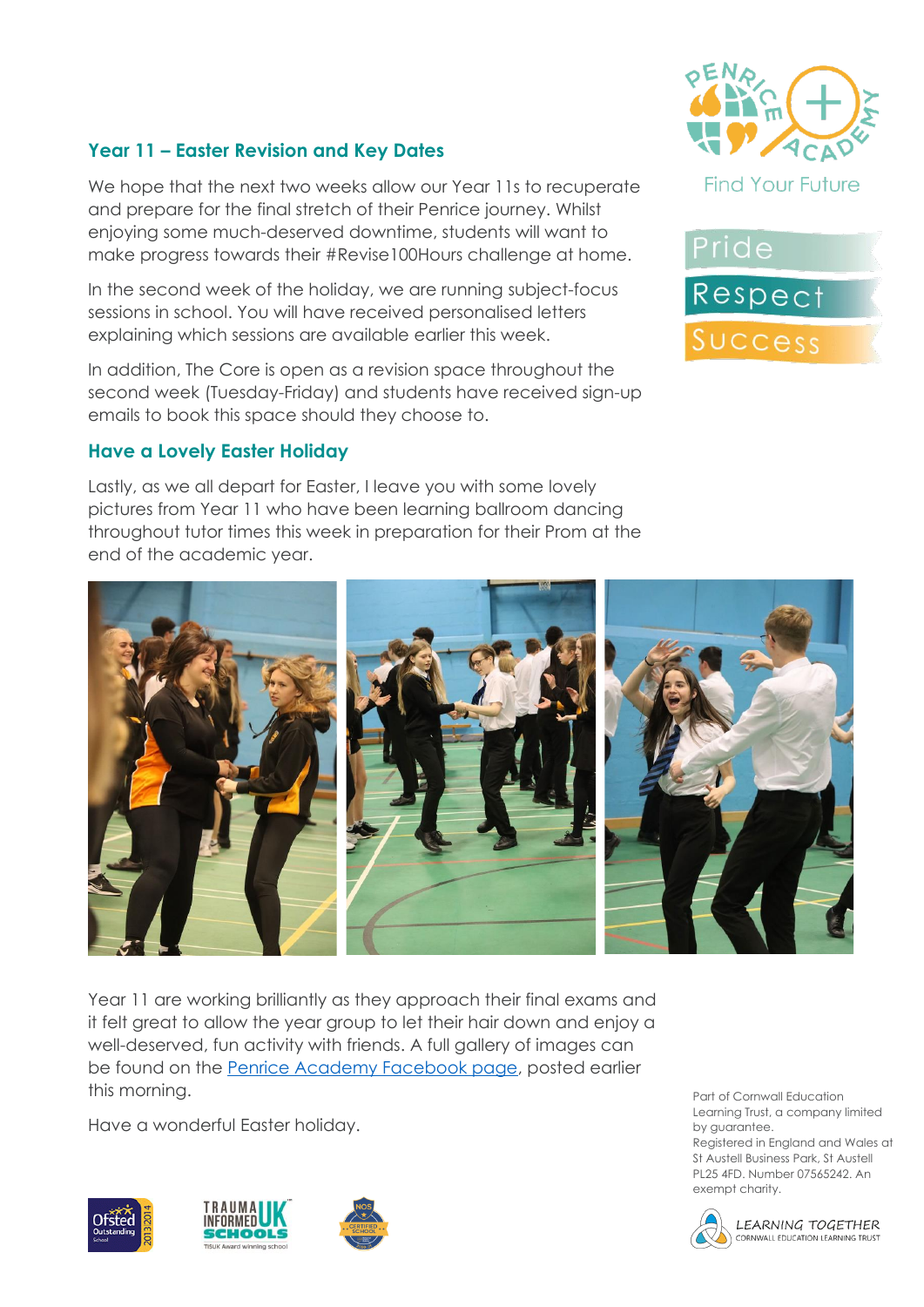### Year 11 – Easter Revision and Key Dates

We hope that the next two weeks allow our Year 11s to recuperate and prepare for the final stretch of their Penrice journey. Whilst enjoying some much-deserved downtime, students will want to make progress towards their #Revise100Hours challenge at home.

In the second week of the holiday, we are running subject-focus sessions in school. You will have received personalised letters explaining which sessions are available earlier this week.

In addition, The Core is open as a revision space throughout the second week (Tuesday-Friday) and students have received sign-up emails to book this space should they choose to.

### Have a Lovely Easter Holiday

Lastly, as we all depart for Easter, I leave you with some lovely pictures from Year 11 who have been learning ballroom dancing throughout tutor times this week in preparation for their Prom at the end of the academic year.

Year 11 are working brilliantly as they approach their final exams and it felt great to allow the year group to let their hair down and enjoy a well-deserved, fun activity with friends. A full gallery of images can be found on the [Penrice Academy Facebook page](), posted earlier this morning.

Have a wonderful Easter holiday.

Part of Cornwall Education Learning Trust, a company limited by guarantee.
Registered in England and Wales at St Austell Business Park, St Austell PL25 4FD. Number 07565242. An exempt charity.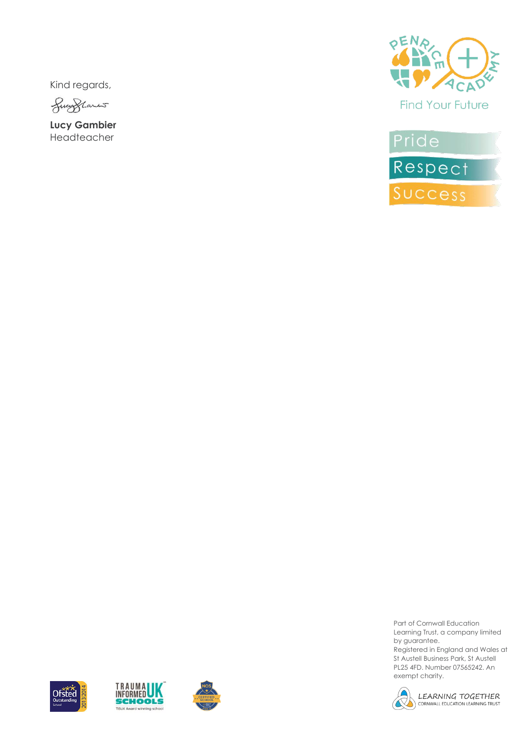Kind regards,

**Lucy Gambier**
Headteacher

Find Your Future

Pride
Respect
Success

Part of Cornwall Education Learning Trust, a company limited by guarantee.
Registered in England and Wales at St Austell Business Park, St Austell PL25 4FD. Number 07565242. An exempt charity.

LEARNING TOGETHER
CORNWALL EDUCATION LEARNING TRUST